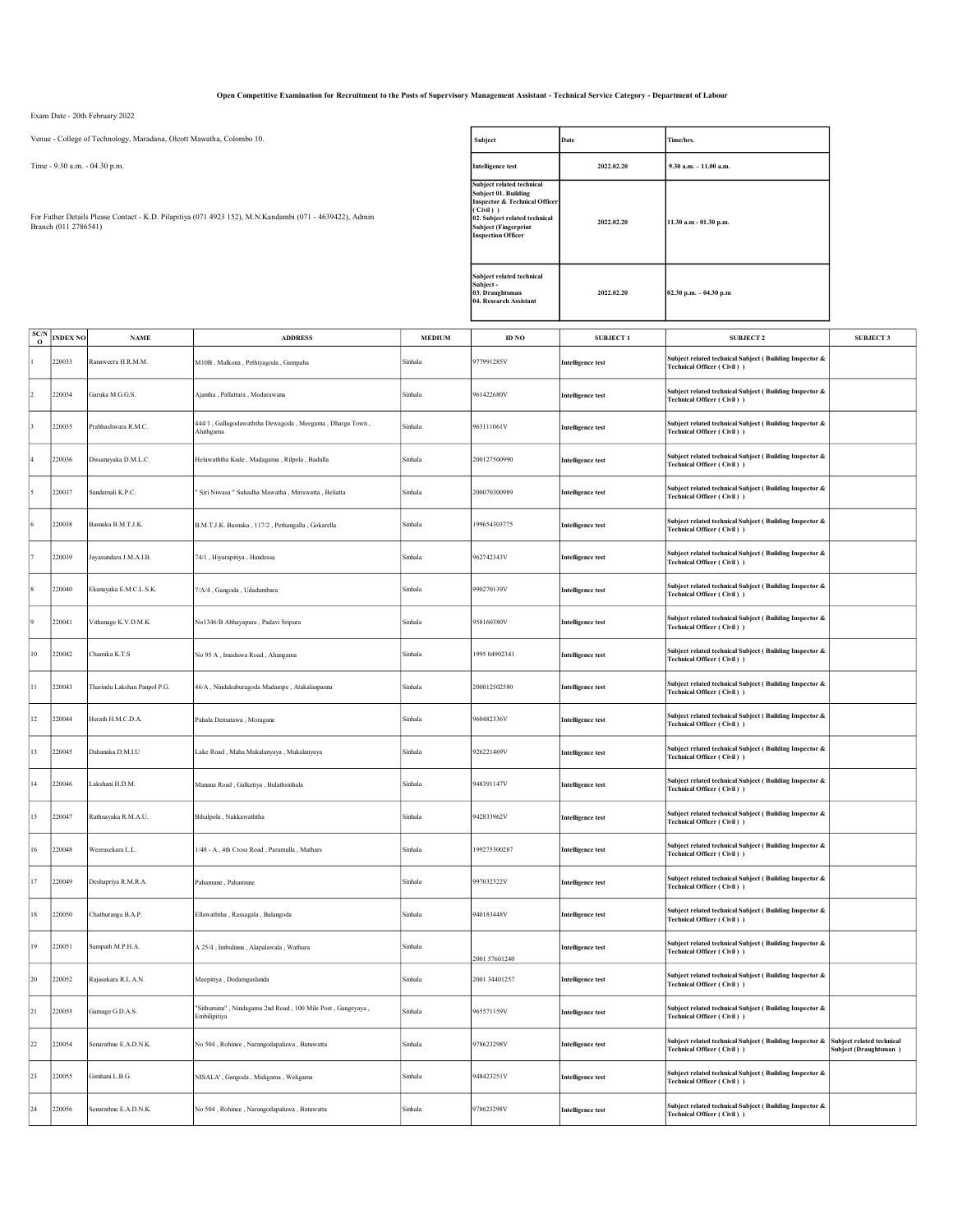**Open Competitive Examination for Recruitment to the Posts of Supervisory Management Assistant - Technical Service Category - Department of Labour**

Exam Date - 20th February 2022

Venue - College of Technology, Maradana, Olcott Mawatha, Colombo 10.

Time - 9.30 a.m. - 04.30 p.m.

For Futher Details Please Contact - K.D. Pilapitiya (071 4923 152), M.N.Kandambi (071 - 4639422), Admin Branch (011 2786541)

| Subject | Date | Time/hrs. |
|---|---|---|
| **Intelligence test** | **2022.02.20** | **9.30 a.m. – 11.00 a.m.** |
| **Subject related technical Subject 01. Building Inspector & Technical Officer ( Civil ) ) 02. Subject related technical Subject (Fingerprint Inspection Officer** | **2022.02.20** | **11.30 a.m - 01.30 p.m.** |
| **Subject related technical Subject - 03. Draughtsman 04. Research Assistant** | **2022.02.20** | **02.30 p.m. – 04.30 p.m** |

| SC/NO | INDEX NO | NAME | ADDRESS | MEDIUM | ID NO | SUBJECT 1 | SUBJECT 2 | SUBJECT 3 |
|---|---|---|---|---|---|---|---|---|
| 1 | 220033 | Ranaweera H.R.M.M. | M10B , Malkona , Pethiyagoda , Gampaha | Sinhala | 977991285V | **Intelligence test** | **Subject related technical Subject ( Building Inspector & Technical Officer ( Civil ) )** | |
| 2 | 220034 | Garuka M.G.G.S. | Ajantha , Pallattara , Modarawana | Sinhala | 961422680V | **Intelligence test** | **Subject related technical Subject ( Building Inspector & Technical Officer ( Civil ) )** | |
| 3 | 220035 | Prabhashwara R.M.C. | 444/1 , Gallagodawaththa Dewagoda , Meegama , Dharga Town , Aluthgama | Sinhala | 963111061V | **Intelligence test** | **Subject related technical Subject ( Building Inspector & Technical Officer ( Civil ) )** | |
| 4 | 220036 | Dissanayaka D.M.L.C. | Helawaththa Kade , Madagama , Rilpola , Badulla | Sinhala | 200127500990 | **Intelligence test** | **Subject related technical Subject ( Building Inspector & Technical Officer ( Civil ) )** | |
| 5 | 220037 | Sandamali K.P.C. | " Siri Niwasa " Suhadha Mawatha , Miriswatta , Beliatta | Sinhala | 200070300989 | **Intelligence test** | **Subject related technical Subject ( Building Inspector & Technical Officer ( Civil ) )** | |
| 6 | 220038 | Basnaka B.M.T.J.K. | B.M.T.J.K. Basnaka , 117/2 , Pethangalla , Gokarella | Sinhala | 199654303775 | **Intelligence test** | **Subject related technical Subject ( Building Inspector & Technical Officer ( Civil ) )** | |
| 7 | 220039 | Jayasundara J.M.A.I.B. | 74/1 , Hiyarapitiya , Handessa | Sinhala | 962742343V | **Intelligence test** | **Subject related technical Subject ( Building Inspector & Technical Officer ( Civil ) )** | |
| 8 | 220040 | Ekanayaka E.M.C.L.S.K. | 7/A/4 , Gangoda , Udadumbara | Sinhala | 990270139V | **Intelligence test** | **Subject related technical Subject ( Building Inspector & Technical Officer ( Civil ) )** | |
| 9 | 220041 | Vithanage K.V.D.M.K. | No1346/B Abhayapura , Padavi Sripura | Sinhala | 958160380V | **Intelligence test** | **Subject related technical Subject ( Building Inspector & Technical Officer ( Civil ) )** | |
| 10 | 220042 | Chamika K.T.S | No 95 A , Imaduwa Road , Ahangama | Sinhala | 1995 04902341 | **Intelligence test** | **Subject related technical Subject ( Building Inspector & Technical Officer ( Civil ) )** | |
| 11 | 220043 | Tharindu Lakshan Panpol P.G. | 46/A , Nindakuburagoda Madampe , Atakalanpanna | Sinhala | 200012502580 | **Intelligence test** | **Subject related technical Subject ( Building Inspector & Technical Officer ( Civil ) )** | |
| 12 | 220044 | Herath H.M.C.D.A. | Pahala Dematawa , Moragane | Sinhala | 960482336V | **Intelligence test** | **Subject related technical Subject ( Building Inspector & Technical Officer ( Civil ) )** | |
| 13 | 220045 | Dahanaka D.M.I.U | Lake Road , Maha Mukalanyaya , Mukalanyaya | Sinhala | 926221469V | **Intelligence test** | **Subject related technical Subject ( Building Inspector & Technical Officer ( Civil ) )** | |
| 14 | 220046 | Lakshani H.D.M. | Manana Road , Galketiya , Bulathsinhala | Sinhala | 948391147V | **Intelligence test** | **Subject related technical Subject ( Building Inspector & Technical Officer ( Civil ) )** | |
| 15 | 220047 | Rathnayaka R.M.A.U. | Bihalpola , Nakkawaththa | Sinhala | 942833962V | **Intelligence test** | **Subject related technical Subject ( Building Inspector & Technical Officer ( Civil ) )** | |
| 16 | 220048 | Weerasekara L.L. | 1/48 - A , 4th Cross Road , Paramulla , Mathars | Sinhala | 199275300287 | **Intelligence test** | **Subject related technical Subject ( Building Inspector & Technical Officer ( Civil ) )** | |
| 17 | 220049 | Deshapriya R.M.R.A. | Pahamune , Pahamune | Sinhala | 997032322V | **Intelligence test** | **Subject related technical Subject ( Building Inspector & Technical Officer ( Civil ) )** | |
| 18 | 220050 | Chathuranga B.A.P. | Ellawaththa , Rassagala , Balangoda | Sinhala | 940183448V | **Intelligence test** | **Subject related technical Subject ( Building Inspector & Technical Officer ( Civil ) )** | |
| 19 | 220051 | Sampath M.P.H.A. | A 25/4 , Imbulinna , Alapalawala , Wathura | Sinhala | 2001 57601240 | **Intelligence test** | **Subject related technical Subject ( Building Inspector & Technical Officer ( Civil ) )** | |
| 20 | 220052 | Rajasekara R.L.A.N. | Meepitiya , Dodamgaslanda | Sinhala | 2001 34401257 | **Intelligence test** | **Subject related technical Subject ( Building Inspector & Technical Officer ( Civil ) )** | |
| 21 | 220053 | Gamage G.D.A.S. | "Sithumina" , Nindagama 2nd Road , 100 Mile Post , Gangeyaya , Embilipitiya | Sinhala | 965571159V | **Intelligence test** | **Subject related technical Subject ( Building Inspector & Technical Officer ( Civil ) )** | |
| 22 | 220054 | Senarathne E.A.D.N.K. | No 504 , Rohinee , Narangodapaluwa , Batuwatta | Sinhala | 978623298V | **Intelligence test** | **Subject related technical Subject ( Building Inspector & Technical Officer ( Civil ) )** | **Subject related technical Subject (Draughtsman )** |
| 23 | 220055 | Gimhani L.B.G. | NISALA' , Gangoda , Midigama , Weligama | Sinhala | 948423251V | **Intelligence test** | **Subject related technical Subject ( Building Inspector & Technical Officer ( Civil ) )** | |
| 24 | 220056 | Senarathne E.A.D.N.K. | No 504 , Rohinee , Narangodapaluwa , Batuwatta | Sinhala | 978623298V | **Intelligence test** | **Subject related technical Subject ( Building Inspector & Technical Officer ( Civil ) )** | |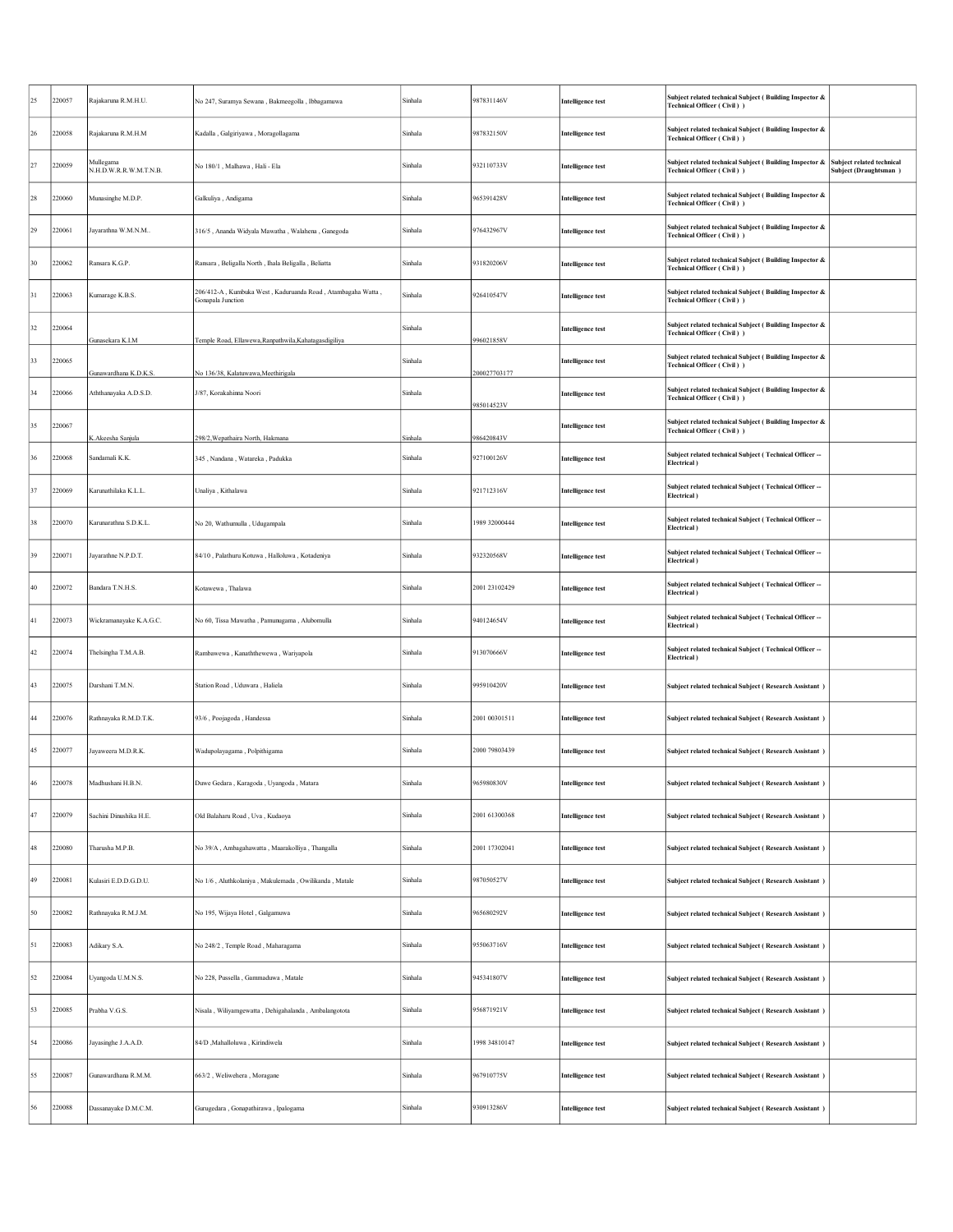| | | | | | | | | |
|---|---|---|---|---|---|---|---|---|
| 25 | 220057 | Rajakaruna R.M.H.U. | No 247, Suramya Sewana , Bakmeegolla , Ibbagamuwa | Sinhala | 987831146V | **Intelligence test** | **Subject related technical Subject ( Building Inspector & Technical Officer ( Civil ) )** | |
| 26 | 220058 | Rajakaruna R.M.H.M | Kadalla , Galgiriyawa , Moragollagama | Sinhala | 987832150V | **Intelligence test** | **Subject related technical Subject ( Building Inspector & Technical Officer ( Civil ) )** | |
| 27 | 220059 | Mullegama N.H.D.W.R.R.W.M.T.N.B. | No 180/1 , Malhawa , Hali - Ela | Sinhala | 932110733V | **Intelligence test** | **Subject related technical Subject ( Building Inspector & Technical Officer ( Civil ) )** | **Subject related technical Subject (Draughtsman )** |
| 28 | 220060 | Munasinghe M.D.P. | Galkuliya , Andigama | Sinhala | 965391428V | **Intelligence test** | **Subject related technical Subject ( Building Inspector & Technical Officer ( Civil ) )** | |
| 29 | 220061 | Jayarathna W.M.N.M.. | 316/5 , Ananda Widyala Mawatha , Walahena , Ganegoda | Sinhala | 976432967V | **Intelligence test** | **Subject related technical Subject ( Building Inspector & Technical Officer ( Civil ) )** | |
| 30 | 220062 | Ransara K.G.P. | Ransara , Beligalla North , Ihala Beligalla , Beliatta | Sinhala | 931820206V | **Intelligence test** | **Subject related technical Subject ( Building Inspector & Technical Officer ( Civil ) )** | |
| 31 | 220063 | Kumarage K.B.S. | 206/412-A , Kumbuka West , Kaduruanda Road , Atambagaha Watta , Gonapala Junction | Sinhala | 926410547V | **Intelligence test** | **Subject related technical Subject ( Building Inspector & Technical Officer ( Civil ) )** | |
| 32 | 220064 | Gunasekara K.I.M | Temple Road, Ellawewa,Ranpathwila,Kahatagasdigiliya | Sinhala | 996021858V | **Intelligence test** | **Subject related technical Subject ( Building Inspector & Technical Officer ( Civil ) )** | |
| 33 | 220065 | Gunawardhana K.D.K.S. | No 136/38, Kalatuwawa,Meethirigala | Sinhala | 200027703177 | **Intelligence test** | **Subject related technical Subject ( Building Inspector & Technical Officer ( Civil ) )** | |
| 34 | 220066 | Aththanayaka A.D.S.D. | J/87, Korakahinna Noori | Sinhala | 985014523V | **Intelligence test** | **Subject related technical Subject ( Building Inspector & Technical Officer ( Civil ) )** | |
| 35 | 220067 | K.Akeesha Sanjula | 298/2,Wepathaira North, Hakmana | Sinhala | 986420843V | **Intelligence test** | **Subject related technical Subject ( Building Inspector & Technical Officer ( Civil ) )** | |
| 36 | 220068 | Sandamali K.K. | 345 , Nandana , Watareka , Padukka | Sinhala | 927100126V | **Intelligence test** | **Subject related technical Subject ( Technical Officer -- Electrical )** | |
| 37 | 220069 | Karunathilaka K.L.L. | Unaliya , Kithalawa | Sinhala | 921712316V | **Intelligence test** | **Subject related technical Subject ( Technical Officer -- Electrical )** | |
| 38 | 220070 | Karunarathna S.D.K.L. | No 20, Wathumulla , Udugampala | Sinhala | 1989 32000444 | **Intelligence test** | **Subject related technical Subject ( Technical Officer -- Electrical )** | |
| 39 | 220071 | Jayarathne N.P.D.T. | 84/10 , Palathuru Kotuwa , Halloluwa , Kotadeniya | Sinhala | 932320568V | **Intelligence test** | **Subject related technical Subject ( Technical Officer -- Electrical )** | |
| 40 | 220072 | Bandara T.N.H.S. | Kotawewa , Thalawa | Sinhala | 2001 23102429 | **Intelligence test** | **Subject related technical Subject ( Technical Officer -- Electrical )** | |
| 41 | 220073 | Wickramanayake K.A.G.C. | No 60, Tissa Mawatha , Pamunugama , Alubomulla | Sinhala | 940124654V | **Intelligence test** | **Subject related technical Subject ( Technical Officer -- Electrical )** | |
| 42 | 220074 | Thelsingha T.M.A.B. | Rambawewa , Kanaththewewa , Wariyapola | Sinhala | 913070666V | **Intelligence test** | **Subject related technical Subject ( Technical Officer -- Electrical )** | |
| 43 | 220075 | Darshani T.M.N. | Station Road , Uduwara , Haliela | Sinhala | 995910420V | **Intelligence test** | **Subject related technical Subject ( Research Assistant )** | |
| 44 | 220076 | Rathnayaka R.M.D.T.K. | 93/6 , Poojagoda , Handessa | Sinhala | 2001 00301511 | **Intelligence test** | **Subject related technical Subject ( Research Assistant )** | |
| 45 | 220077 | Jayaweera M.D.R.K. | Wadupolayagama , Polpithigama | Sinhala | 2000 79803439 | **Intelligence test** | **Subject related technical Subject ( Research Assistant )** | |
| 46 | 220078 | Madhushani H.B.N. | Duwe Gedara , Karagoda , Uyangoda , Matara | Sinhala | 965980830V | **Intelligence test** | **Subject related technical Subject ( Research Assistant )** | |
| 47 | 220079 | Sachini Dinushika H.E. | Old Balaharu Road , Uva , Kudaoya | Sinhala | 2001 61300368 | **Intelligence test** | **Subject related technical Subject ( Research Assistant )** | |
| 48 | 220080 | Tharusha M.P.B. | No 39/A , Ambagahawatta , Maarakolliya , Thangalla | Sinhala | 2001 17302041 | **Intelligence test** | **Subject related technical Subject ( Research Assistant )** | |
| 49 | 220081 | Kulasiri E.D.D.G.D.U. | No 1/6 , Aluthkolaniya , Makulemada , Owilikanda , Matale | Sinhala | 987050527V | **Intelligence test** | **Subject related technical Subject ( Research Assistant )** | |
| 50 | 220082 | Rathnayaka R.M.J.M. | No 195, Wijaya Hotel , Galgamuwa | Sinhala | 965680292V | **Intelligence test** | **Subject related technical Subject ( Research Assistant )** | |
| 51 | 220083 | Adikary S.A. | No 248/2 , Temple Road , Maharagama | Sinhala | 955063716V | **Intelligence test** | **Subject related technical Subject ( Research Assistant )** | |
| 52 | 220084 | Uyangoda U.M.N.S. | No 228, Pussella , Gammaduwa , Matale | Sinhala | 945341807V | **Intelligence test** | **Subject related technical Subject ( Research Assistant )** | |
| 53 | 220085 | Prabha V.G.S. | Nisala , Wiliyamgewatta , Dehigahalanda , Ambalangotota | Sinhala | 956871921V | **Intelligence test** | **Subject related technical Subject ( Research Assistant )** | |
| 54 | 220086 | Jayasinghe J.A.A.D. | 84/D ,Mahalloluwa , Kirindiwela | Sinhala | 1998 34810147 | **Intelligence test** | **Subject related technical Subject ( Research Assistant )** | |
| 55 | 220087 | Gunawardhana R.M.M. | 663/2 , Weliwehera , Moragane | Sinhala | 967910775V | **Intelligence test** | **Subject related technical Subject ( Research Assistant )** | |
| 56 | 220088 | Dassanayake D.M.C.M. | Gurugedara , Gonapathirawa , Ipalogama | Sinhala | 930913286V | **Intelligence test** | **Subject related technical Subject ( Research Assistant )** | |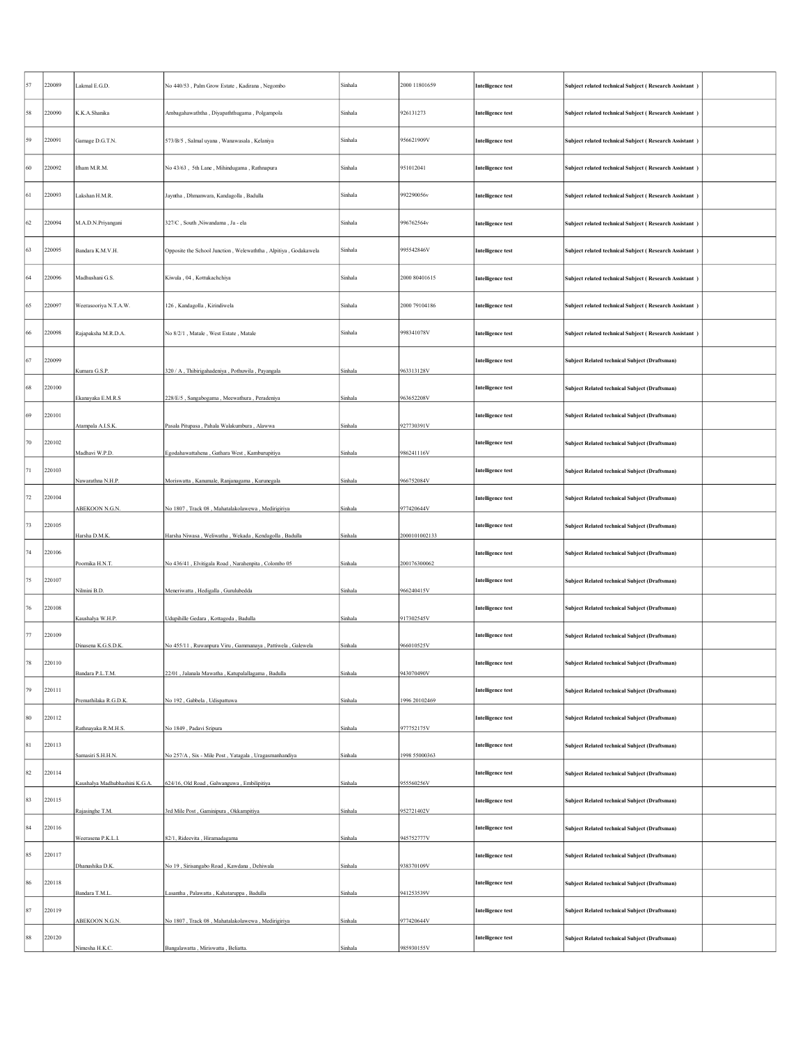| 57 | 220089 | Lakmal E.G.D. | No 440/53 , Palm Grow Estate , Kadirana , Negombo | Sinhala | 2000 11801659 | Intelligence test | Subject related technical Subject ( Research Assistant ) | |
|---|---|---|---|---|---|---|---|---|
| 58 | 220090 | K.K.A.Shanika | Ambagahawaththa , Diyapaththagama , Polgampola | Sinhala | 926131273 | Intelligence test | Subject related technical Subject ( Research Assistant ) | |
| 59 | 220091 | Gamage D.G.T.N. | 573/B/5 , Salmal uyana , Wanawasala , Kelaniya | Sinhala | 956621909V | Intelligence test | Subject related technical Subject ( Research Assistant ) | |
| 60 | 220092 | Ifham M.R.M. | No 43/63 , 5th Lane , Mihindugama , Rathnapura | Sinhala | 951012041 | Intelligence test | Subject related technical Subject ( Research Assistant ) | |
| 61 | 220093 | Lakshan H.M.R. | Jayntha , Dhmanwara, Kandagolla , Badulla | Sinhala | 992290056v | Intelligence test | Subject related technical Subject ( Research Assistant ) | |
| 62 | 220094 | M.A.D.N.Priyangani | 327/C , South ,Niwandama , Ja - ela | Sinhala | 996762564v | Intelligence test | Subject related technical Subject ( Research Assistant ) | |
| 63 | 220095 | Bandara K.M.V.H. | Opposite the School Junction , Welewaththa , Alpitiya , Godakawela | Sinhala | 995542846V | Intelligence test | Subject related technical Subject ( Research Assistant ) | |
| 64 | 220096 | Madhushani G.S. | Kiwula , 04 , Kottukachchiya | Sinhala | 2000 80401615 | Intelligence test | Subject related technical Subject ( Research Assistant ) | |
| 65 | 220097 | Weerasooriya N.T.A.W. | 126 , Kandagolla , Kirindiwela | Sinhala | 2000 79104186 | Intelligence test | Subject related technical Subject ( Research Assistant ) | |
| 66 | 220098 | Rajapaksha M.R.D.A. | No 8/2/1 , Matale , West Estate , Matale | Sinhala | 998341078V | Intelligence test | Subject related technical Subject ( Research Assistant ) | |
| 67 | 220099 | Kumara G.S.P. | 320 / A , Thibirigahadeniya , Pothuwila , Payangala | Sinhala | 963313128V | Intelligence test | Subject Related technical Subject (Draftsman) | |
| 68 | 220100 | Ekanayaka E.M.R.S | 228/E/5 , Sangabogama , Meewathura , Peradeniya | Sinhala | 963652208V | Intelligence test | Subject Related technical Subject (Draftsman) | |
| 69 | 220101 | Atampala A.I.S.K. | Pasala Pitupasa , Pahala Walakumbura , Alawwa | Sinhala | 927730391V | Intelligence test | Subject Related technical Subject (Draftsman) | |
| 70 | 220102 | Madhavi W.P.D. | Egodahawattahena , Gathara West , Kamburupitiya | Sinhala | 986241116V | Intelligence test | Subject Related technical Subject (Draftsman) | |
| 71 | 220103 | Nawarathna N.H.P. | Moriswatta , Kanumale, Ranjanagama , Kurunegala | Sinhala | 966752084V | Intelligence test | Subject Related technical Subject (Draftsman) | |
| 72 | 220104 | ABEKOON N.G.N. | No 1807 , Track 08 , Mahatalakolawewa , Medirigiriya | Sinhala | 977420644V | Intelligence test | Subject Related technical Subject (Draftsman) | |
| 73 | 220105 | Harsha D.M.K. | Harsha Niwasa , Weliwatha , Wekada , Kendagolla , Badulla | Sinhala | 2000101002133 | Intelligence test | Subject Related technical Subject (Draftsman) | |
| 74 | 220106 | Poornika H.N.T. | No 436/41 , Elvitigala Road , Narahenpita , Colombo 05 | Sinhala | 200176300062 | Intelligence test | Subject Related technical Subject (Draftsman) | |
| 75 | 220107 | Nilmini B.D. | Meneriwatta , Hedigalla , Gurulubedda | Sinhala | 966240415V | Intelligence test | Subject Related technical Subject (Draftsman) | |
| 76 | 220108 | Kaushalya W.H.P. | Udupihille Gedara , Kottagoda , Badulla | Sinhala | 917302545V | Intelligence test | Subject Related technical Subject (Draftsman) | |
| 77 | 220109 | Dinasena K.G.S.D.K. | No 455/11 , Ruwanpura Viru , Gammanaya , Pattiwela , Galewela | Sinhala | 966010525V | Intelligence test | Subject Related technical Subject (Draftsman) | |
| 78 | 220110 | Bandara P.L.T.M. | 22/01 , Jalanala Mawatha , Katupalallagama , Badulla | Sinhala | 943070490V | Intelligence test | Subject Related technical Subject (Draftsman) | |
| 79 | 220111 | Premathilaka R.G.D.K. | No 192 , Gabbela , Udispattuwa | Sinhala | 1996 20102469 | Intelligence test | Subject Related technical Subject (Draftsman) | |
| 80 | 220112 | Rathnayaka R.M.H.S. | No 1849 , Padavi Sripura | Sinhala | 977752175V | Intelligence test | Subject Related technical Subject (Draftsman) | |
| 81 | 220113 | Samasiri S.H.H.N. | No 257/A , Six - Mile Post , Yatagala , Uragasmanhandiya | Sinhala | 1998 55000363 | Intelligence test | Subject Related technical Subject (Draftsman) | |
| 82 | 220114 | Kaushalya Madhubhashini K.G.A. | 624/16, Old Road , Galwanguwa , Embilipitiya | Sinhala | 955560256V | Intelligence test | Subject Related technical Subject (Draftsman) | |
| 83 | 220115 | Rajasinghe T.M. | 3rd Mile Post , Gaminipura , Okkampitiya | Sinhala | 952721402V | Intelligence test | Subject Related technical Subject (Draftsman) | |
| 84 | 220116 | Weerasena P.K.L.I. | 82/1, Rideevita , Hiramadagama | Sinhala | 945752777V | Intelligence test | Subject Related technical Subject (Draftsman) | |
| 85 | 220117 | Dhanushka D.K. | No 19 , Sirisangabo Road , Kawdana , Dehiwala | Sinhala | 938370109V | Intelligence test | Subject Related technical Subject (Draftsman) | |
| 86 | 220118 | Bandara T.M.L. | Lasantha , Palawatta , Kahataruppa , Badulla | Sinhala | 941253539V | Intelligence test | Subject Related technical Subject (Draftsman) | |
| 87 | 220119 | ABEKOON N.G.N. | No 1807 , Track 08 , Mahatalakolawewa , Medirigiriya | Sinhala | 977420644V | Intelligence test | Subject Related technical Subject (Draftsman) | |
| 88 | 220120 | Nimesha H.K.C. | Bangalawatta , Miriswatta , Beliatta. | Sinhala | 985930155V | Intelligence test | Subject Related technical Subject (Draftsman) | |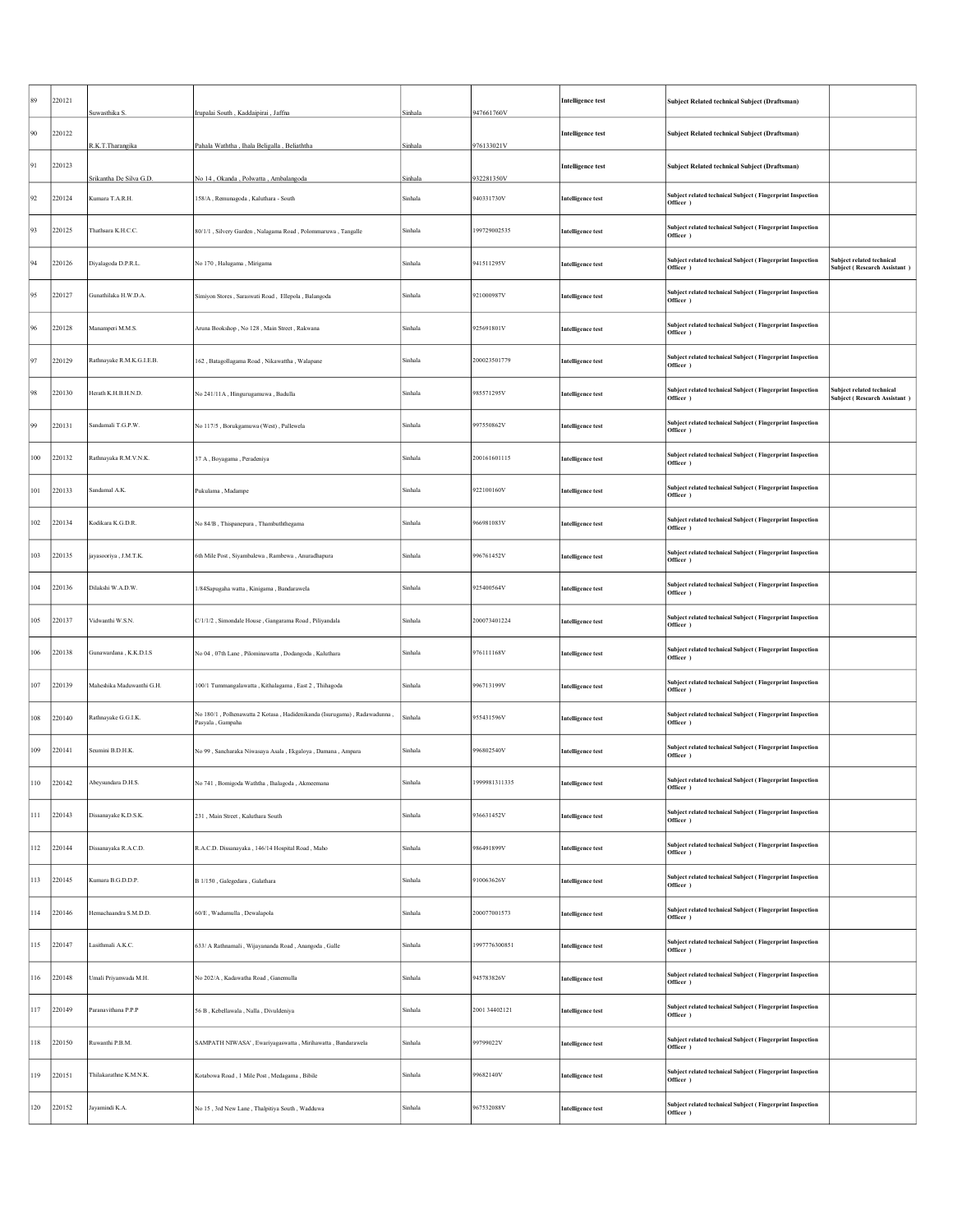| | | | | | | | | |
|---|---|---|---|---|---|---|---|---|
| 89 | 220121 | Suwasthika S. | Irupalai South , Kaddaipirai , Jaffna | Sinhala | 947661760V | **Intelligence test** | **Subject Related technical Subject (Draftsman)** | |
| 90 | 220122 | R.K.T.Tharangika | Pahala Waththa , Ihala Beligalla , Beliaththa | Sinhala | 976133021V | **Intelligence test** | **Subject Related technical Subject (Draftsman)** | |
| 91 | 220123 | Srikantha De Silva G.D. | No 14 , Okanda , Polwatta , Ambalangoda | Sinhala | 932281350V | **Intelligence test** | **Subject Related technical Subject (Draftsman)** | |
| 92 | 220124 | Kumara T.A.R.H. | 158/A , Remunagoda , Kaluthara - South | Sinhala | 940331730V | **Intelligence test** | **Subject related technical Subject ( Fingerprint Inspection Officer )** | |
| 93 | 220125 | Thathsara K.H.C.C. | 80/1/1 , Silvery Garden , Nalagama Road , Polommaruwa , Tangalle | Sinhala | 199729002535 | **Intelligence test** | **Subject related technical Subject ( Fingerprint Inspection Officer )** | |
| 94 | 220126 | Diyalagoda D.P.R.L. | No 170 , Halugama , Mirigama | Sinhala | 941511295V | **Intelligence test** | **Subject related technical Subject ( Fingerprint Inspection Officer )** | **Subject related technical Subject ( Research Assistant )** |
| 95 | 220127 | Gunathilaka H.W.D.A. | Simiyon Stores , Saraswati Road , Ellepola , Balangoda | Sinhala | 921000987V | **Intelligence test** | **Subject related technical Subject ( Fingerprint Inspection Officer )** | |
| 96 | 220128 | Manamperi M.M.S. | Aruna Bookshop , No 128 , Main Street , Rakwana | Sinhala | 925691801V | **Intelligence test** | **Subject related technical Subject ( Fingerprint Inspection Officer )** | |
| 97 | 220129 | Rathnayake R.M.K.G.I.E.B. | 162 , Batagollagama Road , Nikawattha , Walapane | Sinhala | 200023501779 | **Intelligence test** | **Subject related technical Subject ( Fingerprint Inspection Officer )** | |
| 98 | 220130 | Herath K.H.B.H.N.D. | No 241/11A , Hingurugamuwa , Badulla | Sinhala | 985571295V | **Intelligence test** | **Subject related technical Subject ( Fingerprint Inspection Officer )** | **Subject related technical Subject ( Research Assistant )** |
| 99 | 220131 | Sandamali T.G.P.W. | No 117/5 , Borukgamuwa (West) , Pallewela | Sinhala | 997550862V | **Intelligence test** | **Subject related technical Subject ( Fingerprint Inspection Officer )** | |
| 100 | 220132 | Rathnayaka R.M.V.N.K. | 37 A , Boyagama , Peradeniya | Sinhala | 200161601115 | **Intelligence test** | **Subject related technical Subject ( Fingerprint Inspection Officer )** | |
| 101 | 220133 | Sandamal A.K. | Pukulama , Madampe | Sinhala | 922100160V | **Intelligence test** | **Subject related technical Subject ( Fingerprint Inspection Officer )** | |
| 102 | 220134 | Kodikara K.G.D.R. | No 84/B , Thispanepura , Thambuththegama | Sinhala | 966981083V | **Intelligence test** | **Subject related technical Subject ( Fingerprint Inspection Officer )** | |
| 103 | 220135 | jayasooriya , J.M.T.K. | 6th Mile Post , Siyambalewa , Rambewa , Anuradhapura | Sinhala | 996761452V | **Intelligence test** | **Subject related technical Subject ( Fingerprint Inspection Officer )** | |
| 104 | 220136 | Dilakshi W.A.D.W. | 1/84Sapugaha watta , Kinigama , Bandarawela | Sinhala | 925400564V | **Intelligence test** | **Subject related technical Subject ( Fingerprint Inspection Officer )** | |
| 105 | 220137 | Vidwanthi W.S.N. | C/1/1/2 , Simondale House , Gangarama Road , Piliyandala | Sinhala | 200073401224 | **Intelligence test** | **Subject related technical Subject ( Fingerprint Inspection Officer )** | |
| 106 | 220138 | Gunawardana , K.K.D.I.S | No 04 , 07th Lane , Pilominawatta , Dodangoda , Kaluthara | Sinhala | 976111168V | **Intelligence test** | **Subject related technical Subject ( Fingerprint Inspection Officer )** | |
| 107 | 220139 | Maheshika Maduwanthi G.H. | 100/1 Tummangalawatta , Kithalagama , East 2 , Thihagoda | Sinhala | 996713199V | **Intelligence test** | **Subject related technical Subject ( Fingerprint Inspection Officer )** | |
| 108 | 220140 | Rathnayake G.G.I.K. | No 180/1 , Polhenawatta 2 Kotasa , Hadidenikanda (Isurugama) , Radawadunna , Pasyala , Gampaha | Sinhala | 955431596V | **Intelligence test** | **Subject related technical Subject ( Fingerprint Inspection Officer )** | |
| 109 | 220141 | Seumini B.D.H.K. | No 99 , Sancharaka Niwasaya Asala , Ekgaloya , Damana , Ampara | Sinhala | 996802540V | **Intelligence test** | **Subject related technical Subject ( Fingerprint Inspection Officer )** | |
| 110 | 220142 | Abeysundara D.H.S. | No 741 , Bomigoda Waththa , Ihalagoda , Akmeemana | Sinhala | 1999981311335 | **Intelligence test** | **Subject related technical Subject ( Fingerprint Inspection Officer )** | |
| 111 | 220143 | Dissanayake K.D.S.K. | 231 , Main Street , Kaluthara South | Sinhala | 936631452V | **Intelligence test** | **Subject related technical Subject ( Fingerprint Inspection Officer )** | |
| 112 | 220144 | Dissanayaka R.A.C.D. | R.A.C.D. Dissanayaka , 146/14 Hospital Road , Maho | Sinhala | 986491899V | **Intelligence test** | **Subject related technical Subject ( Fingerprint Inspection Officer )** | |
| 113 | 220145 | Kumara B.G.D.D.P. | B 1/150 , Galegedara , Galathara | Sinhala | 910063626V | **Intelligence test** | **Subject related technical Subject ( Fingerprint Inspection Officer )** | |
| 114 | 220146 | Hemachaandra S.M.D.D. | 60/E , Wadumulla , Dewalapola | Sinhala | 200077001573 | **Intelligence test** | **Subject related technical Subject ( Fingerprint Inspection Officer )** | |
| 115 | 220147 | Lasithmali A.K.C. | 633/ A Rathnamali , Wijayananda Road , Anangoda , Galle | Sinhala | 1997776300851 | **Intelligence test** | **Subject related technical Subject ( Fingerprint Inspection Officer )** | |
| 116 | 220148 | Umali Priyanwada M.H. | No 202/A , Kadawatha Road , Ganemulla | Sinhala | 945783826V | **Intelligence test** | **Subject related technical Subject ( Fingerprint Inspection Officer )** | |
| 117 | 220149 | Paranavithana P.P.P | 56 B , Kebellawala , Nalla , Divuldeniya | Sinhala | 2001 34402121 | **Intelligence test** | **Subject related technical Subject ( Fingerprint Inspection Officer )** | |
| 118 | 220150 | Ruwanthi P.B.M. | SAMPATH NIWASA' , Ewariyagaswatta , Mirihawatta , Bandarawela | Sinhala | 99799022V | **Intelligence test** | **Subject related technical Subject ( Fingerprint Inspection Officer )** | |
| 119 | 220151 | Thilakarathne K.M.N.K. | Kotabowa Road , 1 Mile Post , Medagama , Bibile | Sinhala | 99682140V | **Intelligence test** | **Subject related technical Subject ( Fingerprint Inspection Officer )** | |
| 120 | 220152 | Jayamindi K.A. | No 15 , 3rd New Lane , Thalpitiya South , Wadduwa | Sinhala | 967532088V | **Intelligence test** | **Subject related technical Subject ( Fingerprint Inspection Officer )** | |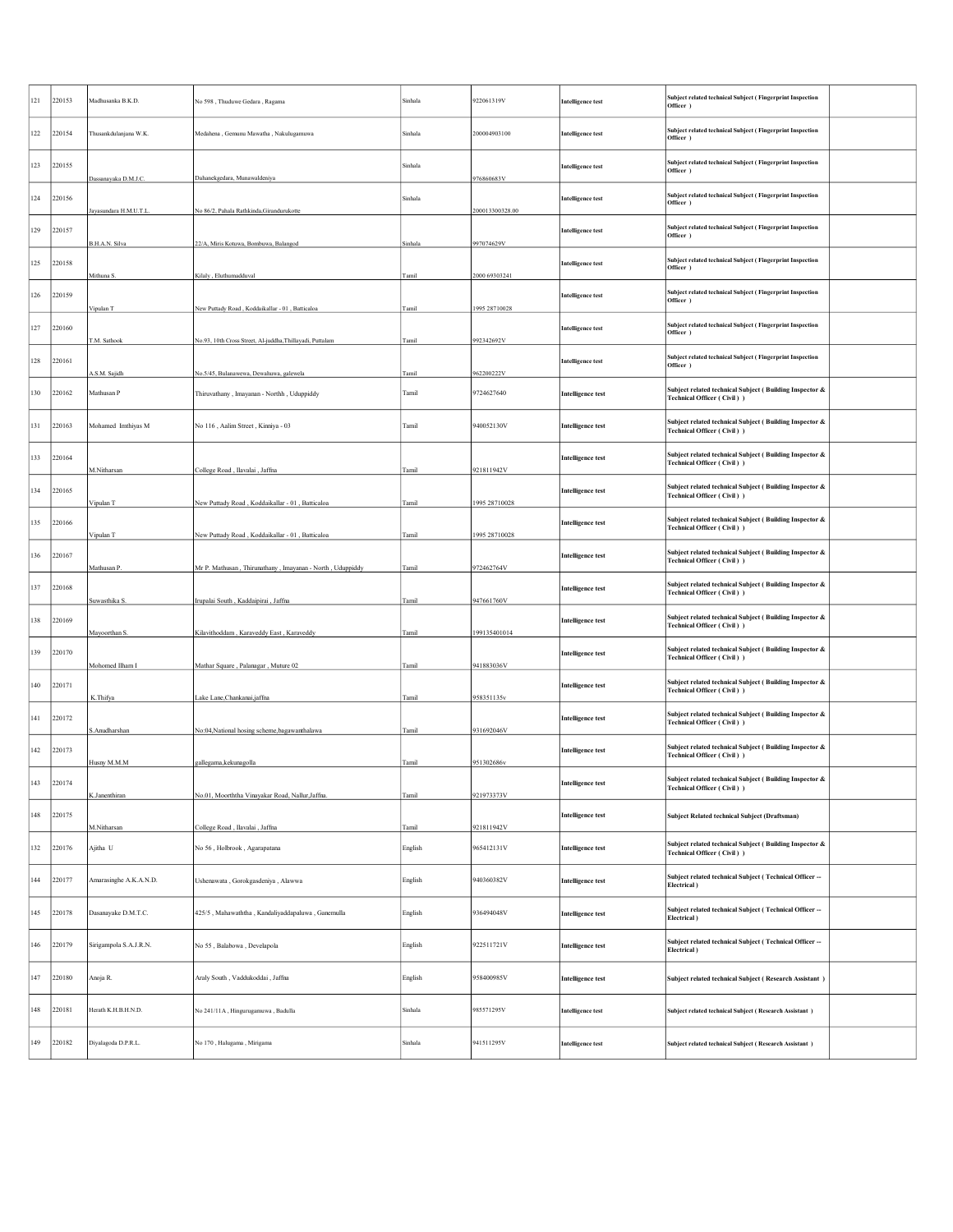| | | | | | | | | |
|---|---|---|---|---|---|---|---|---|
| 121 | 220153 | Madhusanka B.K.D. | No 598 , Thuduwe Gedara , Ragama | Sinhala | 922061319V | Intelligence test | Subject related technical Subject ( Fingerprint Inspection Officer ) | |
| 122 | 220154 | Thusankdulanjana W.K. | Medahena , Gemunu Mawatha , Nakulugamuwa | Sinhala | 200004903100 | Intelligence test | Subject related technical Subject ( Fingerprint Inspection Officer ) | |
| 123 | 220155 | Dassanayaka D.M.J.C. | Dahanekgedara, Munawaldeniya | Sinhala | 976860683V | Intelligence test | Subject related technical Subject ( Fingerprint Inspection Officer ) | |
| 124 | 220156 | Jayasundara H.M.U.T.L. | No 86/2, Pahala Rathkinda,Girandurukotte | Sinhala | 200013300328.00 | Intelligence test | Subject related technical Subject ( Fingerprint Inspection Officer ) | |
| 129 | 220157 | B.H.A.N. Silva | 22/A, Miris Kotuwa, Bombuwa, Balangod | Sinhala | 997074629V | Intelligence test | Subject related technical Subject ( Fingerprint Inspection Officer ) | |
| 125 | 220158 | Mithuna S. | Kilaly , Eluthumadduval | Tamil | 2000 69303241 | Intelligence test | Subject related technical Subject ( Fingerprint Inspection Officer ) | |
| 126 | 220159 | Vipulan T | New Puttady Road , Koddaikallar - 01 , Batticaloa | Tamil | 1995 28710028 | Intelligence test | Subject related technical Subject ( Fingerprint Inspection Officer ) | |
| 127 | 220160 | T.M. Sathook | No.93, 10th Cross Street, Al-juddha,Thillayadi, Puttalam | Tamil | 992342692V | Intelligence test | Subject related technical Subject ( Fingerprint Inspection Officer ) | |
| 128 | 220161 | A.S.M. Sajidh | No.5/45, Bulanawewa, Dewahuwa, galewela | Tamil | 962200222V | Intelligence test | Subject related technical Subject ( Fingerprint Inspection Officer ) | |
| 130 | 220162 | Mathusan P | Thiruvathany , Imayanan - Northh , Uduppiddy | Tamil | 9724627640 | Intelligence test | Subject related technical Subject ( Building Inspector & Technical Officer ( Civil ) ) | |
| 131 | 220163 | Mohamed Imthiyas M | No 116 , Aalim Street , Kinniya - 03 | Tamil | 940052130V | Intelligence test | Subject related technical Subject ( Building Inspector & Technical Officer ( Civil ) ) | |
| 133 | 220164 | M.Nitharsan | College Road , Ilavalai , Jaffna | Tamil | 921811942V | Intelligence test | Subject related technical Subject ( Building Inspector & Technical Officer ( Civil ) ) | |
| 134 | 220165 | Vipulan T | New Puttady Road , Koddaikallar - 01 , Batticaloa | Tamil | 1995 28710028 | Intelligence test | Subject related technical Subject ( Building Inspector & Technical Officer ( Civil ) ) | |
| 135 | 220166 | Vipulan T | New Puttady Road , Koddaikallar - 01 , Batticaloa | Tamil | 1995 28710028 | Intelligence test | Subject related technical Subject ( Building Inspector & Technical Officer ( Civil ) ) | |
| 136 | 220167 | Mathusan P. | Mr P. Mathusan , Thirunathany , Imayanan - North , Uduppiddy | Tamil | 972462764V | Intelligence test | Subject related technical Subject ( Building Inspector & Technical Officer ( Civil ) ) | |
| 137 | 220168 | Suwasthika S. | Irupalai South , Kaddaipirai , Jaffna | Tamil | 947661760V | Intelligence test | Subject related technical Subject ( Building Inspector & Technical Officer ( Civil ) ) | |
| 138 | 220169 | Mayoorthan S. | Kilavithoddam , Karaveddy East , Karaveddy | Tamil | 199135401014 | Intelligence test | Subject related technical Subject ( Building Inspector & Technical Officer ( Civil ) ) | |
| 139 | 220170 | Mohomed Ilham I | Mathar Square , Palanagar , Muture 02 | Tamil | 941883036V | Intelligence test | Subject related technical Subject ( Building Inspector & Technical Officer ( Civil ) ) | |
| 140 | 220171 | K.Thifya | Lake Lane,Chankanai,jaffna | Tamil | 958351135v | Intelligence test | Subject related technical Subject ( Building Inspector & Technical Officer ( Civil ) ) | |
| 141 | 220172 | S.Anudharshan | No:04,National hosing scheme,bagawanthalawa | Tamil | 931692046V | Intelligence test | Subject related technical Subject ( Building Inspector & Technical Officer ( Civil ) ) | |
| 142 | 220173 | Husny M.M.M | gallegama,kekunagolla | Tamil | 951302686v | Intelligence test | Subject related technical Subject ( Building Inspector & Technical Officer ( Civil ) ) | |
| 143 | 220174 | K.Janenthiran | No.01, Moorththa Vinayakar Road, Nallur,Jaffna. | Tamil | 921973373V | Intelligence test | Subject related technical Subject ( Building Inspector & Technical Officer ( Civil ) ) | |
| 148 | 220175 | M.Nitharsan | College Road , Ilavalai , Jaffna | Tamil | 921811942V | Intelligence test | Subject Related technical Subject (Draftsman) | |
| 132 | 220176 | Ajitha U | No 56 , Holbrook , Agarapatana | English | 965412131V | Intelligence test | Subject related technical Subject ( Building Inspector & Technical Officer ( Civil ) ) | |
| 144 | 220177 | Amarasinghe A.K.A.N.D. | Ushenawata , Gorokgasdeniya , Alawwa | English | 940360382V | Intelligence test | Subject related technical Subject ( Technical Officer -- Electrical ) | |
| 145 | 220178 | Dasanayake D.M.T.C. | 425/5 , Mahawaththa , Kandaliyaddapaluwa , Ganemulla | English | 936494048V | Intelligence test | Subject related technical Subject ( Technical Officer -- Electrical ) | |
| 146 | 220179 | Sirigampola S.A.J.R.N. | No 55 , Balahowa , Develapola | English | 922511721V | Intelligence test | Subject related technical Subject ( Technical Officer -- Electrical ) | |
| 147 | 220180 | Anoja R. | Araly South , Vaddukoddai , Jaffna | English | 958400985V | Intelligence test | Subject related technical Subject ( Research Assistant ) | |
| 148 | 220181 | Herath K.H.B.H.N.D. | No 241/11A , Hingurugamuwa , Badulla | Sinhala | 985571295V | Intelligence test | Subject related technical Subject ( Research Assistant ) | |
| 149 | 220182 | Diyalagoda D.P.R.L. | No 170 , Halugama , Mirigama | Sinhala | 941511295V | Intelligence test | Subject related technical Subject ( Research Assistant ) | |